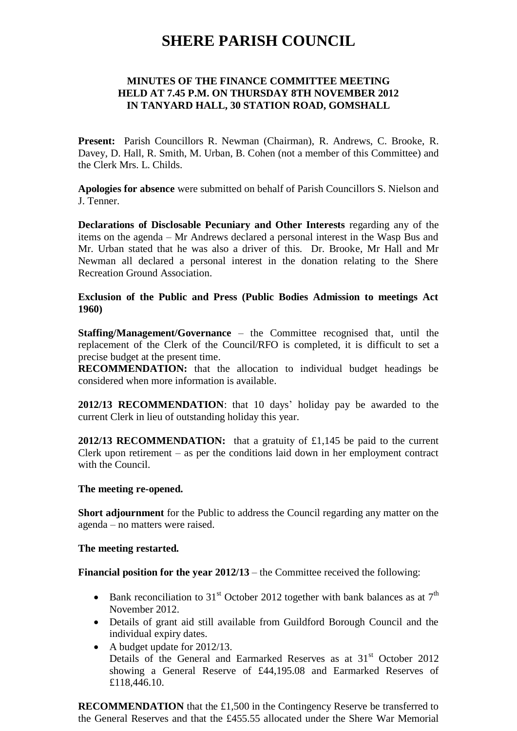# SHERE PARISH COUNCIL

### MINUTES OF THE FINANCE COMMITTEE MEETING HELD AT 7.45 P.M. ON THURSDAY 8TH NOVEMBER 2012 IN TANYARD HALL, 30 STATION ROAD, GOMSHALL

**Present:** Parish Councillors R. Newman (Chairman), R. Andrews, C. Brooke, R. Davey, D. Hall, R. Smith, M. Urban, B. Cohen (not a member of this Committee) and the Clerk Mrs. L. Childs.

**Apologies for absence** were submitted on behalf of Parish Councillors S. Nielson and J. Tenner.

**Declarations of Disclosable Pecuniary and Other Interests** regarding any of the items on the agenda – Mr Andrews declared a personal interest in the Wasp Bus and Mr. Urban stated that he was also a driver of this. Dr. Brooke, Mr Hall and Mr Newman all declared a personal interest in the donation relating to the Shere Recreation Ground Association.

**Exclusion of the Public and Press (Public Bodies Admission to meetings Act 1960)**

**Staffing/Management/Governance** – the Committee recognised that, until the replacement of the Clerk of the Council/RFO is completed, it is difficult to set a precise budget at the present time.
**RECOMMENDATION:** that the allocation to individual budget headings be considered when more information is available.

**2012/13 RECOMMENDATION**: that 10 days' holiday pay be awarded to the current Clerk in lieu of outstanding holiday this year.

**2012/13 RECOMMENDATION:** that a gratuity of £1,145 be paid to the current Clerk upon retirement – as per the conditions laid down in her employment contract with the Council.

**The meeting re-opened.**

**Short adjournment** for the Public to address the Council regarding any matter on the agenda – no matters were raised.

**The meeting restarted.**

**Financial position for the year 2012/13** – the Committee received the following:

- Bank reconciliation to 31st October 2012 together with bank balances as at 7th November 2012.
- Details of grant aid still available from Guildford Borough Council and the individual expiry dates.
- A budget update for 2012/13.
  Details of the General and Earmarked Reserves as at 31st October 2012 showing a General Reserve of £44,195.08 and Earmarked Reserves of £118,446.10.

**RECOMMENDATION** that the £1,500 in the Contingency Reserve be transferred to the General Reserves and that the £455.55 allocated under the Shere War Memorial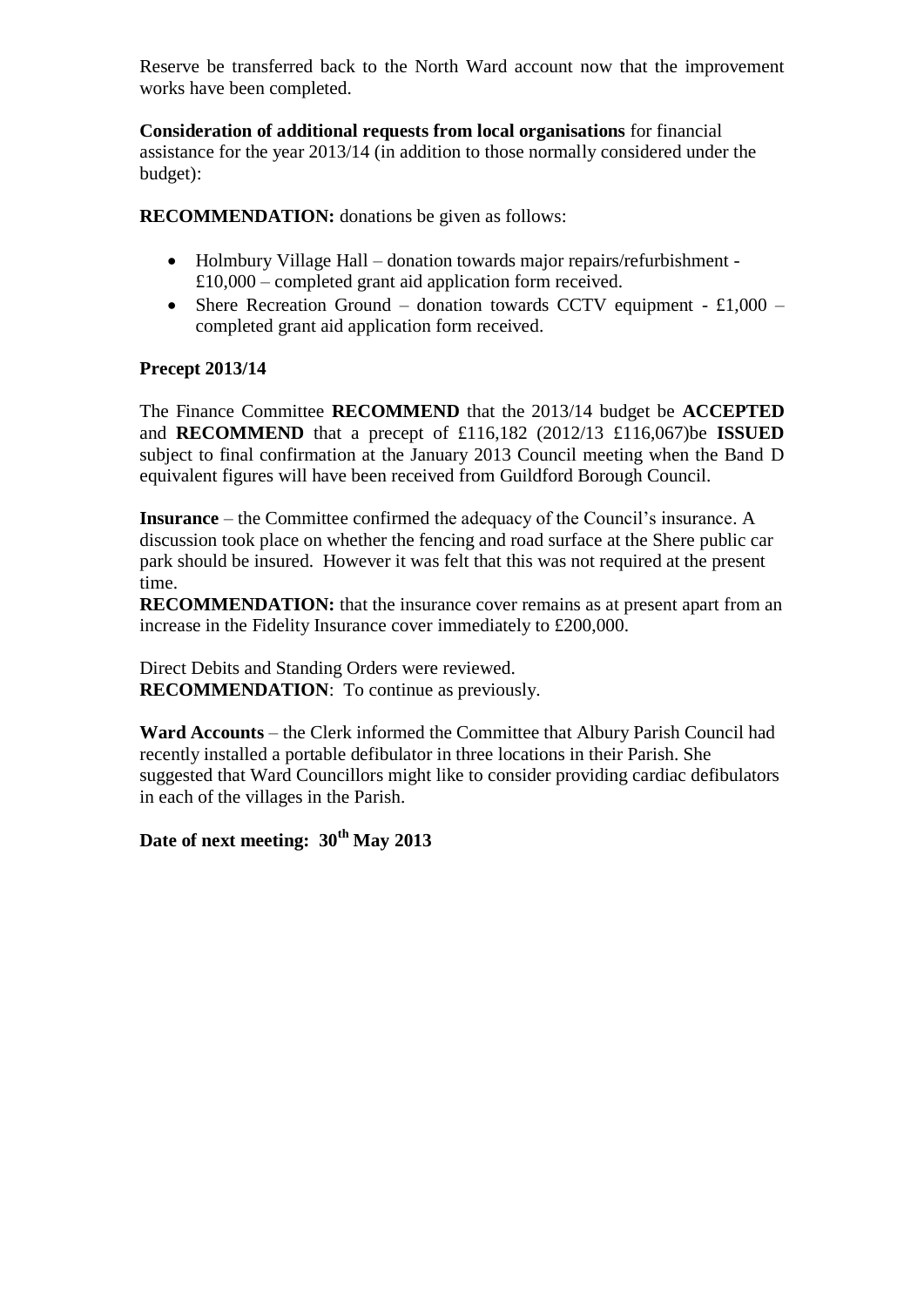Reserve be transferred back to the North Ward account now that the improvement works have been completed.

**Consideration of additional requests from local organisations** for financial assistance for the year 2013/14 (in addition to those normally considered under the budget):

**RECOMMENDATION:** donations be given as follows:

- Holmbury Village Hall – donation towards major repairs/refurbishment - £10,000 – completed grant aid application form received.
- Shere Recreation Ground – donation towards CCTV equipment - £1,000 – completed grant aid application form received.

**Precept 2013/14**

The Finance Committee **RECOMMEND** that the 2013/14 budget be **ACCEPTED** and **RECOMMEND** that a precept of £116,182 (2012/13 £116,067)be **ISSUED** subject to final confirmation at the January 2013 Council meeting when the Band D equivalent figures will have been received from Guildford Borough Council.

**Insurance** – the Committee confirmed the adequacy of the Council's insurance. A discussion took place on whether the fencing and road surface at the Shere public car park should be insured. However it was felt that this was not required at the present time.
**RECOMMENDATION:** that the insurance cover remains as at present apart from an increase in the Fidelity Insurance cover immediately to £200,000.

Direct Debits and Standing Orders were reviewed.
**RECOMMENDATION**: To continue as previously.

**Ward Accounts** – the Clerk informed the Committee that Albury Parish Council had recently installed a portable defibulator in three locations in their Parish. She suggested that Ward Councillors might like to consider providing cardiac defibulators in each of the villages in the Parish.

**Date of next meeting: 30th May 2013**